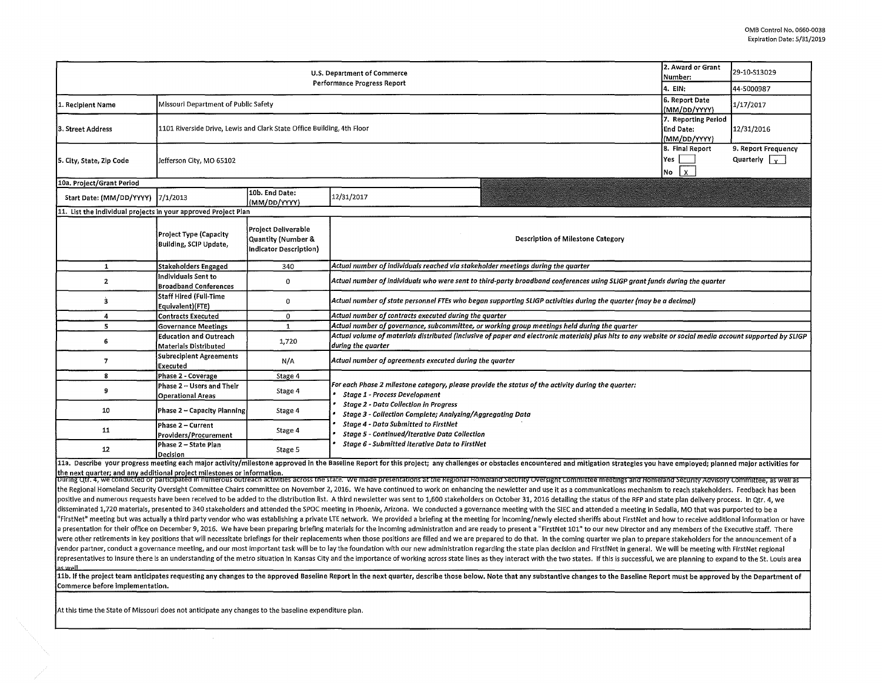OMB Control No. 0660-0038
Expiration Date: 5/31/2019

| U.S. Department of Commerce Performance Progress Report | | | | 2. Award or Grant Number: | 29-10-S13029 |
|---|---|---|---|---|---|
| | | | | 4. EIN: | 44-5000987 |
| 1. Recipient Name | Missouri Department of Public Safety | | | 6. Report Date (MM/DD/YYYY) | 1/17/2017 |
| 3. Street Address | 1101 Riverside Drive, Lewis and Clark State Office Building, 4th Floor | | | 7. Reporting Period End Date: (MM/DD/YYYY) | 12/31/2016 |
| 5. City, State, Zip Code | Jefferson City, MO 65102 | | | 8. Final Report Yes [ ] No [X] | 9. Report Frequency Quarterly [X] |
| 10a. Project/Grant Period | | | | | |
| Start Date: (MM/DD/YYYY) | 7/1/2013 | 10b. End Date: (MM/DD/YYYY) | 12/31/2017 | | |

**11. List the individual projects in your approved Project Plan**

| | Project Type (Capacity Building, SCIP Update, | Project Deliverable Quantity (Number & Indicator Description) | Description of Milestone Category |
|---|---|---|---|
| 1 | Stakeholders Engaged | 340 | *Actual number of individuals reached via stakeholder meetings during the quarter* |
| 2 | Individuals Sent to Broadband Conferences | 0 | *Actual number of individuals who were sent to third-party broadband conferences using SLIGP grant funds during the quarter* |
| 3 | Staff Hired (Full-Time Equivalent)(FTE) | 0 | *Actual number of state personnel FTEs who began supporting SLIGP activities during the quarter (may be a decimal)* |
| 4 | Contracts Executed | 0 | *Actual number of contracts executed during the quarter* |
| 5 | Governance Meetings | 1 | *Actual number of governance, subcommittee, or working group meetings held during the quarter* |
| 6 | Education and Outreach Materials Distributed | 1,720 | *Actual volume of materials distributed (inclusive of paper and electronic materials) plus hits to any website or social media account supported by SLIGP during the quarter* |
| 7 | Subrecipient Agreements Executed | N/A | *Actual number of agreements executed during the quarter* |
| 8 | Phase 2 - Coverage | Stage 4 | *For each Phase 2 milestone category, please provide the status of the activity during the quarter:* <br>• *Stage 1 - Process Development* <br>• *Stage 2 - Data Collection in Progress* <br>• *Stage 3 - Collection Complete; Analyzing/Aggregating Data* <br>• *Stage 4 - Data Submitted to FirstNet* <br>• *Stage 5 - Continued/Iterative Data Collection* <br>• *Stage 6 - Submitted Iterative Data to FirstNet* |
| 9 | Phase 2 – Users and Their Operational Areas | Stage 4 | |
| 10 | Phase 2 – Capacity Planning | Stage 4 | |
| 11 | Phase 2 – Current Providers/Procurement | Stage 4 | |
| 12 | Phase 2 – State Plan Decision | Stage 5 | |

**11a. Describe your progress meeting each major activity/milestone approved in the Baseline Report for this project; any challenges or obstacles encountered and mitigation strategies you have employed; planned major activities for the next quarter; and any additional project milestones or information.**

During Qtr. 4, we conducted or participated in numerous outreach activities across the state. We made presentations at the Regional Homeland Security Oversight Committee meetings and Homeland Security Advisory Committee, as well as the Regional Homeland Security Oversight Committee Chairs committee on November 2, 2016. We have continued to work on enhancing the newletter and use it as a communications mechanism to reach stakeholders. Feedback has been positive and numerous requests have been received to be added to the distribution list. A third newsletter was sent to 1,600 stakeholders on October 31, 2016 detailing the status of the RFP and state plan delivery process. In Qtr. 4, we disseminated 1,720 materials, presented to 340 stakeholders and attended the SPOC meeting in Phoenix, Arizona. We conducted a governance meeting with the SIEC and attended a meeting in Sedalia, MO that was purported to be a "FirstNet" meeting but was actually a third party vendor who was establishing a private LTE network. We provided a briefing at the meeting for incoming/newly elected sheriffs about FirstNet and how to receive additional information or have a presentation for their office on December 9, 2016. We have been preparing briefing materials for the incoming administration and are ready to present a "FirstNet 101" to our new Director and any members of the Executive staff. There were other retirements in key positions that will necessitate briefings for their replacements when those positions are filled and we are prepared to do that. In the coming quarter we plan to prepare stakeholders for the announcement of a vendor partner, conduct a governance meeting, and our most important task will be to lay the foundation with our new administration regarding the state plan decision and FirstNet in general. We will be meeting with FirstNet regional representatives to insure there is an understanding of the metro situation in Kansas City and the importance of working across state lines as they interact with the two states. If this is successful, we are planning to expand to the St. Louis area as well.

**11b. If the project team anticipates requesting any changes to the approved Baseline Report in the next quarter, describe those below. Note that any substantive changes to the Baseline Report must be approved by the Department of Commerce before implementation.**

At this time the State of Missouri does not anticipate any changes to the baseline expenditure plan.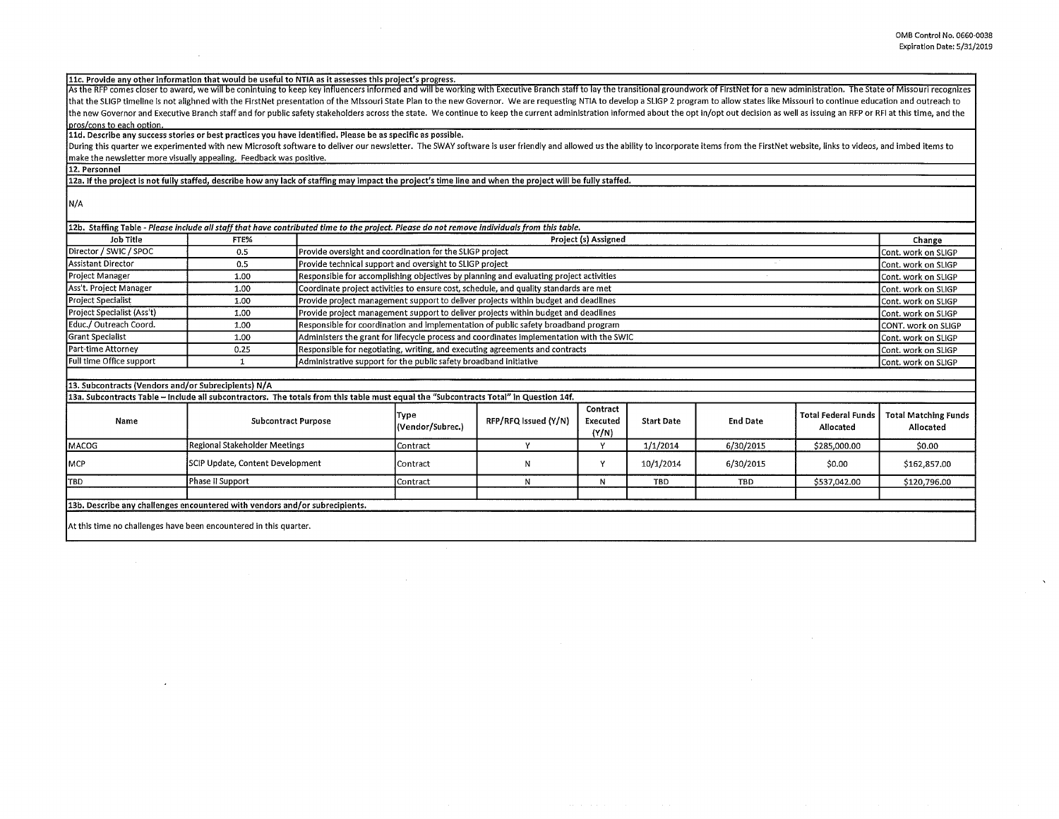**11c. Provide any other information that would be useful to NTIA as it assesses this project's progress.**

As the RFP comes closer to award, we will be cointinuing to keep key influencers informed and will be working with Executive Branch staff to lay the transitional groundwork of FirstNet for a new administration. The State of Missouri recognizes that the SLIGP timeline is not alighned with the FirstNet presentation of the Missouri State Plan to the new Governor. We are requesting NTIA to develop a SLIGP 2 program to allow states like Missouri to continue education and outreach to the new Governor and Executive Branch staff and for public safety stakeholders across the state. We continue to keep the current administration informed about the opt in/opt out decision as well as issuing an RFP or RFI at this time, and the pros/cons to each option.

**11d. Describe any success stories or best practices you have identified. Please be as specific as possible.**

During this quarter we experimented with new Microsoft software to deliver our newsletter. The SWAY software is user friendly and allowed us the ability to incorporate items from the FirstNet website, links to videos, and imbed items to make the newsletter more visually appealing. Feedback was positive.

**12. Personnel**

**12a. If the project is not fully staffed, describe how any lack of staffing may impact the project's time line and when the project will be fully staffed.**

N/A

**12b. Staffing Table - *Please include all staff that have contributed time to the project. Please do not remove individuals from this table.***

| Job Title | FTE% | Project (s) Assigned | Change |
|---|---|---|---|
| Director / SWIC / SPOC | 0.5 | Provide oversight and coordination for the SLIGP project | Cont. work on SLIGP |
| Assistant Director | 0.5 | Provide technical support and oversight to SLIGP project | Cont. work on SLIGP |
| Project Manager | 1.00 | Responsible for accomplishing objectives by planning and evaluating project activities | Cont. work on SLIGP |
| Ass't. Project Manager | 1.00 | Coordinate project activities to ensure cost, schedule, and quality standards are met | Cont. work on SLIGP |
| Project Specialist | 1.00 | Provide project management support to deliver projects within budget and deadlines | Cont. work on SLIGP |
| Project Specialist (Ass't) | 1.00 | Provide project management support to deliver projects within budget and deadlines | Cont. work on SLIGP |
| Educ./ Outreach Coord. | 1.00 | Responsible for coordination and implementation of public safety broadband program | CONT. work on SLIGP |
| Grant Specialist | 1.00 | Administers the grant for lifecycle process and coordinates implementation with the SWIC | Cont. work on SLIGP |
| Part-time Attorney | 0.25 | Responsible for negotiating, writing, and executing agreements and contracts | Cont. work on SLIGP |
| Full time Office support | 1 | Administrative support for the public safety broadband initiative | Cont. work on SLIGP |

**13. Subcontracts (Vendors and/or Subrecipients) N/A**

**13a. Subcontracts Table – Include all subcontractors. The totals from this table must equal the "Subcontracts Total" in Question 14f.**

| Name | Subcontract Purpose | Type (Vendor/Subrec.) | RFP/RFQ Issued (Y/N) | Contract Executed (Y/N) | Start Date | End Date | Total Federal Funds Allocated | Total Matching Funds Allocated |
|---|---|---|---|---|---|---|---|---|
| MACOG | Regional Stakeholder Meetings | Contract | Y | Y | 1/1/2014 | 6/30/2015 | $285,000.00 | $0.00 |
| MCP | SCIP Update, Content Development | Contract | N | Y | 10/1/2014 | 6/30/2015 | $0.00 | $162,857.00 |
| TBD | Phase II Support | Contract | N | N | TBD | TBD | $537,042.00 | $120,796.00 |
| | | | | | | | | |

**13b. Describe any challenges encountered with vendors and/or subrecipients.**

At this time no challenges have been encountered in this quarter.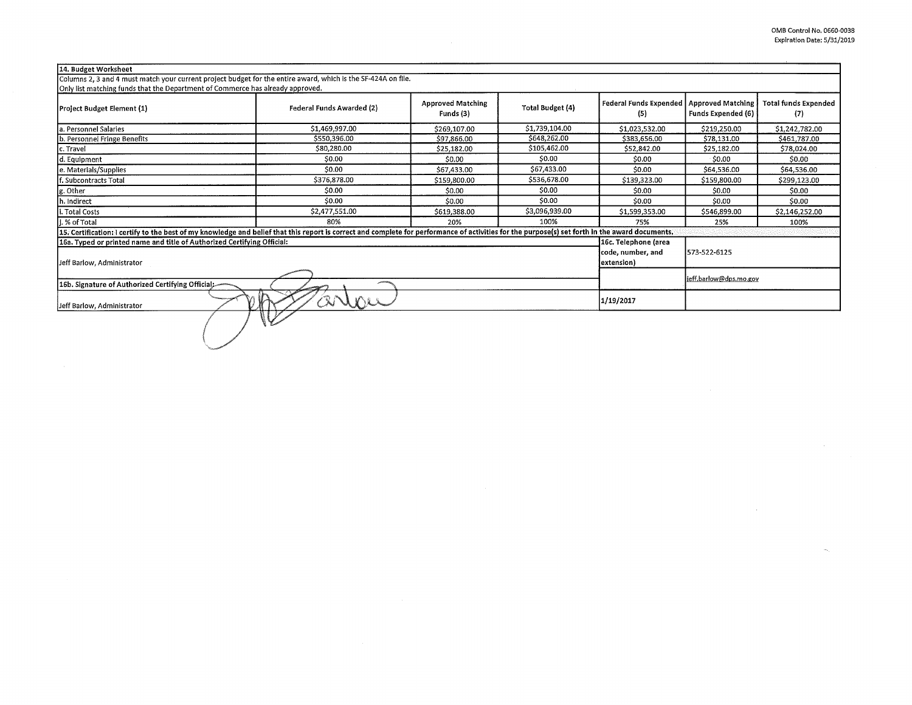OMB Control No. 0660-0038
Expiration Date: 5/31/2019

**14. Budget Worksheet**

Columns 2, 3 and 4 must match your current project budget for the entire award, which is the SF-424A on file.
Only list matching funds that the Department of Commerce has already approved.

| Project Budget Element (1) | Federal Funds Awarded (2) | Approved Matching Funds (3) | Total Budget (4) | Federal Funds Expended (5) | Approved Matching Funds Expended (6) | Total funds Expended (7) |
|---|---|---|---|---|---|---|
| a. Personnel Salaries | $1,469,997.00 | $269,107.00 | $1,739,104.00 | $1,023,532.00 | $219,250.00 | $1,242,782.00 |
| b. Personnel Fringe Benefits | $550,396.00 | $97,866.00 | $648,262.00 | $383,656.00 | $78,131.00 | $461,787.00 |
| c. Travel | $80,280.00 | $25,182.00 | $105,462.00 | $52,842.00 | $25,182.00 | $78,024.00 |
| d. Equipment | $0.00 | $0.00 | $0.00 | $0.00 | $0.00 | $0.00 |
| e. Materials/Supplies | $0.00 | $67,433.00 | $67,433.00 | $0.00 | $64,536.00 | $64,536.00 |
| f. Subcontracts Total | $376,878.00 | $159,800.00 | $536,678.00 | $139,323.00 | $159,800.00 | $299,123.00 |
| g. Other | $0.00 | $0.00 | $0.00 | $0.00 | $0.00 | $0.00 |
| h. Indirect | $0.00 | $0.00 | $0.00 | $0.00 | $0.00 | $0.00 |
| i. Total Costs | $2,477,551.00 | $619,388.00 | $3,096,939.00 | $1,599,353.00 | $546,899.00 | $2,146,252.00 |
| j. % of Total | 80% | 20% | 100% | 75% | 25% | 100% |

**15. Certification: I certify to the best of my knowledge and belief that this report is correct and complete for performance of activities for the purpose(s) set forth in the award documents.**

| | | |
|---|---|---|
| **16a. Typed or printed name and title of Authorized Certifying Official:** Jeff Barlow, Administrator | **16c. Telephone (area code, number, and extension)** | 573-522-6125 |
| | | jeff.barlow@dps.mo.gov |
| **16b. Signature of Authorized Certifying Official:** Jeff Barlow, Administrator | 1/19/2017 | |